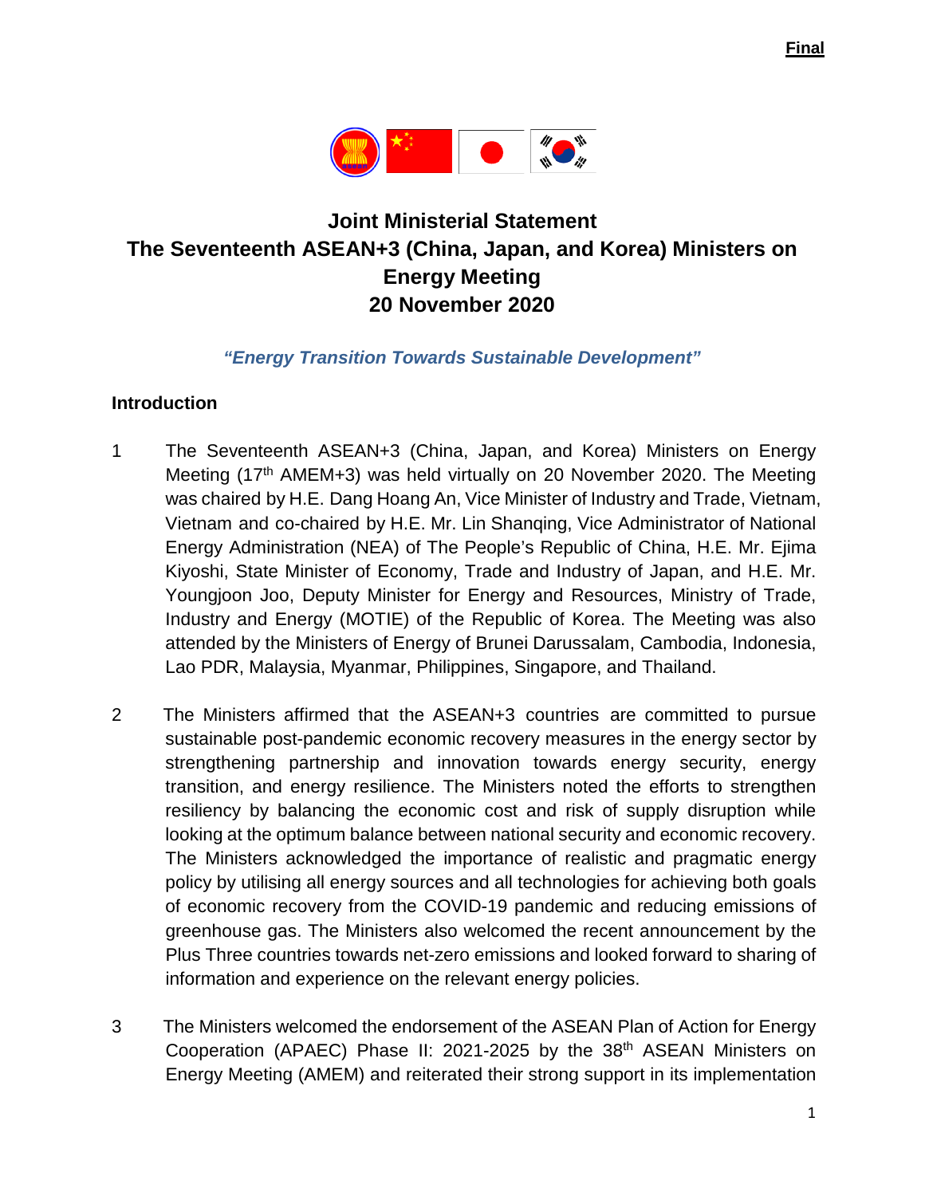**Final**

# Joint Ministerial Statement
# The Seventeenth ASEAN+3 (China, Japan, and Korea) Ministers on Energy Meeting
# 20 November 2020

***"Energy Transition Towards Sustainable Development"***

## Introduction

1 The Seventeenth ASEAN+3 (China, Japan, and Korea) Ministers on Energy Meeting (17th AMEM+3) was held virtually on 20 November 2020. The Meeting was chaired by H.E. Dang Hoang An, Vice Minister of Industry and Trade, Vietnam, Vietnam and co-chaired by H.E. Mr. Lin Shanqing, Vice Administrator of National Energy Administration (NEA) of The People's Republic of China, H.E. Mr. Ejima Kiyoshi, State Minister of Economy, Trade and Industry of Japan, and H.E. Mr. Youngjoon Joo, Deputy Minister for Energy and Resources, Ministry of Trade, Industry and Energy (MOTIE) of the Republic of Korea. The Meeting was also attended by the Ministers of Energy of Brunei Darussalam, Cambodia, Indonesia, Lao PDR, Malaysia, Myanmar, Philippines, Singapore, and Thailand.

2 The Ministers affirmed that the ASEAN+3 countries are committed to pursue sustainable post-pandemic economic recovery measures in the energy sector by strengthening partnership and innovation towards energy security, energy transition, and energy resilience. The Ministers noted the efforts to strengthen resiliency by balancing the economic cost and risk of supply disruption while looking at the optimum balance between national security and economic recovery. The Ministers acknowledged the importance of realistic and pragmatic energy policy by utilising all energy sources and all technologies for achieving both goals of economic recovery from the COVID-19 pandemic and reducing emissions of greenhouse gas. The Ministers also welcomed the recent announcement by the Plus Three countries towards net-zero emissions and looked forward to sharing of information and experience on the relevant energy policies.

3 The Ministers welcomed the endorsement of the ASEAN Plan of Action for Energy Cooperation (APAEC) Phase II: 2021-2025 by the 38th ASEAN Ministers on Energy Meeting (AMEM) and reiterated their strong support in its implementation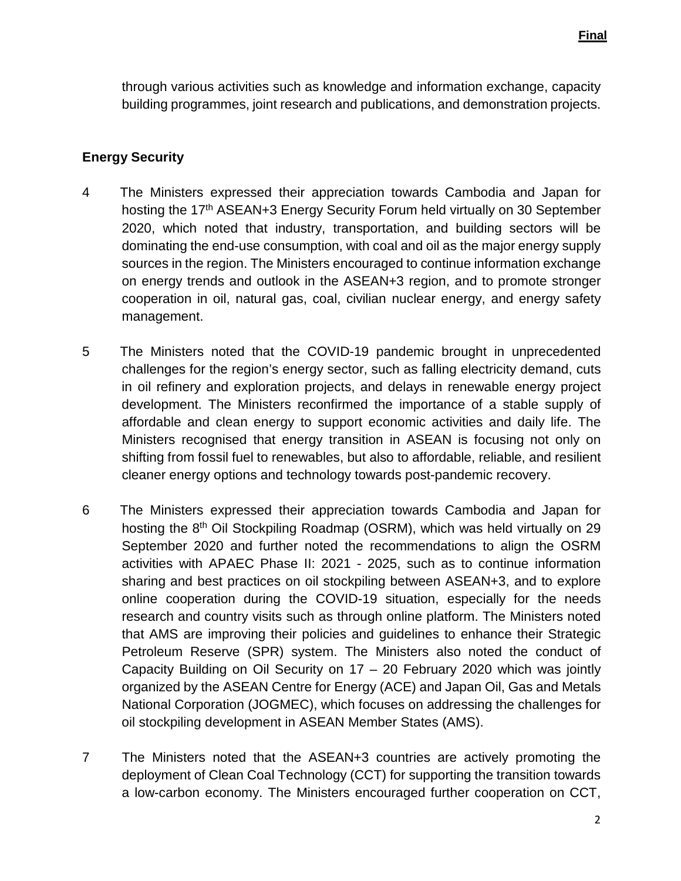through various activities such as knowledge and information exchange, capacity building programmes, joint research and publications, and demonstration projects.

**Energy Security**

4 The Ministers expressed their appreciation towards Cambodia and Japan for hosting the 17th ASEAN+3 Energy Security Forum held virtually on 30 September 2020, which noted that industry, transportation, and building sectors will be dominating the end-use consumption, with coal and oil as the major energy supply sources in the region. The Ministers encouraged to continue information exchange on energy trends and outlook in the ASEAN+3 region, and to promote stronger cooperation in oil, natural gas, coal, civilian nuclear energy, and energy safety management.

5 The Ministers noted that the COVID-19 pandemic brought in unprecedented challenges for the region's energy sector, such as falling electricity demand, cuts in oil refinery and exploration projects, and delays in renewable energy project development. The Ministers reconfirmed the importance of a stable supply of affordable and clean energy to support economic activities and daily life. The Ministers recognised that energy transition in ASEAN is focusing not only on shifting from fossil fuel to renewables, but also to affordable, reliable, and resilient cleaner energy options and technology towards post-pandemic recovery.

6 The Ministers expressed their appreciation towards Cambodia and Japan for hosting the 8th Oil Stockpiling Roadmap (OSRM), which was held virtually on 29 September 2020 and further noted the recommendations to align the OSRM activities with APAEC Phase II: 2021 - 2025, such as to continue information sharing and best practices on oil stockpiling between ASEAN+3, and to explore online cooperation during the COVID-19 situation, especially for the needs research and country visits such as through online platform. The Ministers noted that AMS are improving their policies and guidelines to enhance their Strategic Petroleum Reserve (SPR) system. The Ministers also noted the conduct of Capacity Building on Oil Security on 17 – 20 February 2020 which was jointly organized by the ASEAN Centre for Energy (ACE) and Japan Oil, Gas and Metals National Corporation (JOGMEC), which focuses on addressing the challenges for oil stockpiling development in ASEAN Member States (AMS).

7 The Ministers noted that the ASEAN+3 countries are actively promoting the deployment of Clean Coal Technology (CCT) for supporting the transition towards a low-carbon economy. The Ministers encouraged further cooperation on CCT,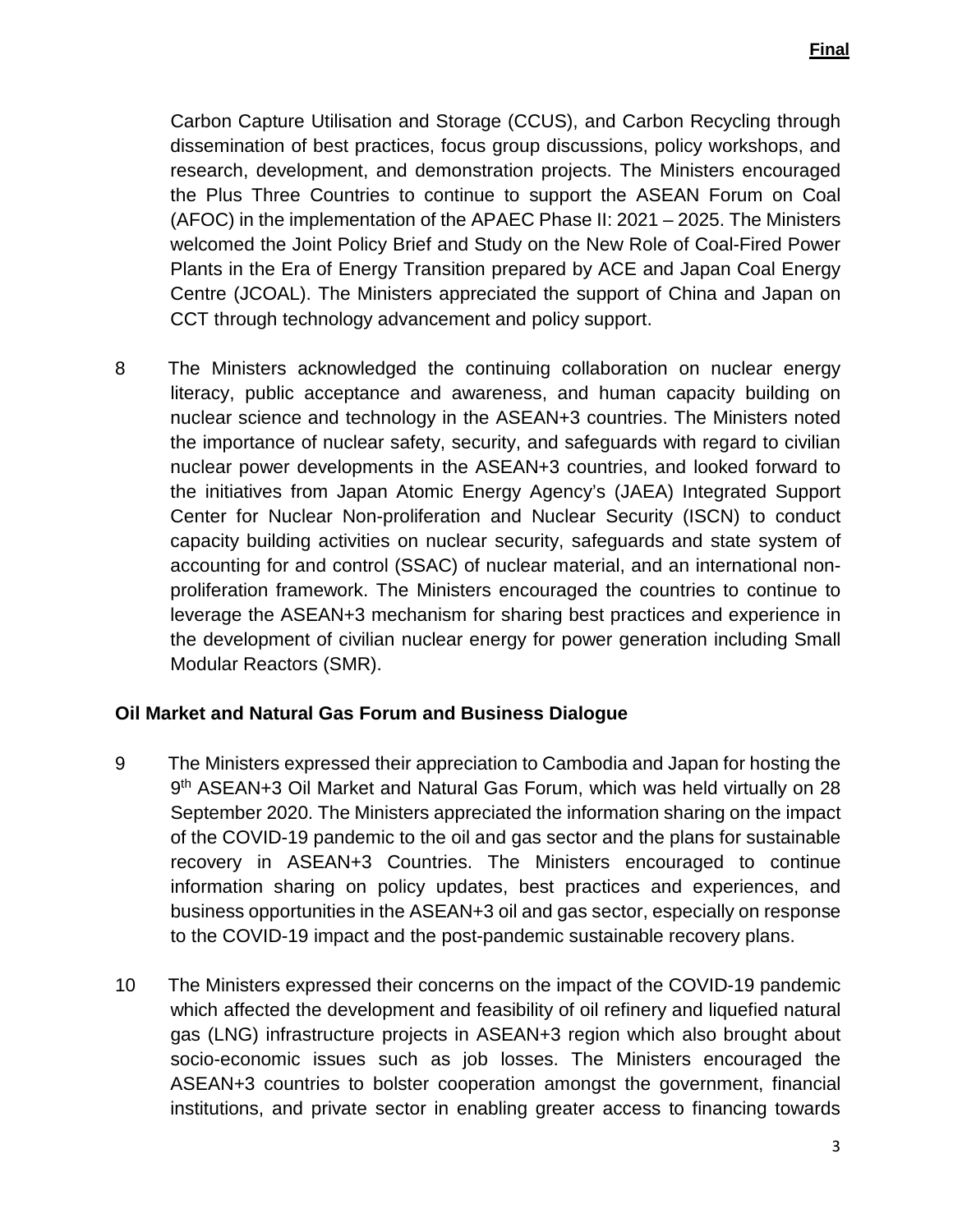Carbon Capture Utilisation and Storage (CCUS), and Carbon Recycling through dissemination of best practices, focus group discussions, policy workshops, and research, development, and demonstration projects. The Ministers encouraged the Plus Three Countries to continue to support the ASEAN Forum on Coal (AFOC) in the implementation of the APAEC Phase II: 2021 – 2025. The Ministers welcomed the Joint Policy Brief and Study on the New Role of Coal-Fired Power Plants in the Era of Energy Transition prepared by ACE and Japan Coal Energy Centre (JCOAL). The Ministers appreciated the support of China and Japan on CCT through technology advancement and policy support.

8 The Ministers acknowledged the continuing collaboration on nuclear energy literacy, public acceptance and awareness, and human capacity building on nuclear science and technology in the ASEAN+3 countries. The Ministers noted the importance of nuclear safety, security, and safeguards with regard to civilian nuclear power developments in the ASEAN+3 countries, and looked forward to the initiatives from Japan Atomic Energy Agency's (JAEA) Integrated Support Center for Nuclear Non-proliferation and Nuclear Security (ISCN) to conduct capacity building activities on nuclear security, safeguards and state system of accounting for and control (SSAC) of nuclear material, and an international non-proliferation framework. The Ministers encouraged the countries to continue to leverage the ASEAN+3 mechanism for sharing best practices and experience in the development of civilian nuclear energy for power generation including Small Modular Reactors (SMR).

**Oil Market and Natural Gas Forum and Business Dialogue**

9 The Ministers expressed their appreciation to Cambodia and Japan for hosting the 9th ASEAN+3 Oil Market and Natural Gas Forum, which was held virtually on 28 September 2020. The Ministers appreciated the information sharing on the impact of the COVID-19 pandemic to the oil and gas sector and the plans for sustainable recovery in ASEAN+3 Countries. The Ministers encouraged to continue information sharing on policy updates, best practices and experiences, and business opportunities in the ASEAN+3 oil and gas sector, especially on response to the COVID-19 impact and the post-pandemic sustainable recovery plans.

10 The Ministers expressed their concerns on the impact of the COVID-19 pandemic which affected the development and feasibility of oil refinery and liquefied natural gas (LNG) infrastructure projects in ASEAN+3 region which also brought about socio-economic issues such as job losses. The Ministers encouraged the ASEAN+3 countries to bolster cooperation amongst the government, financial institutions, and private sector in enabling greater access to financing towards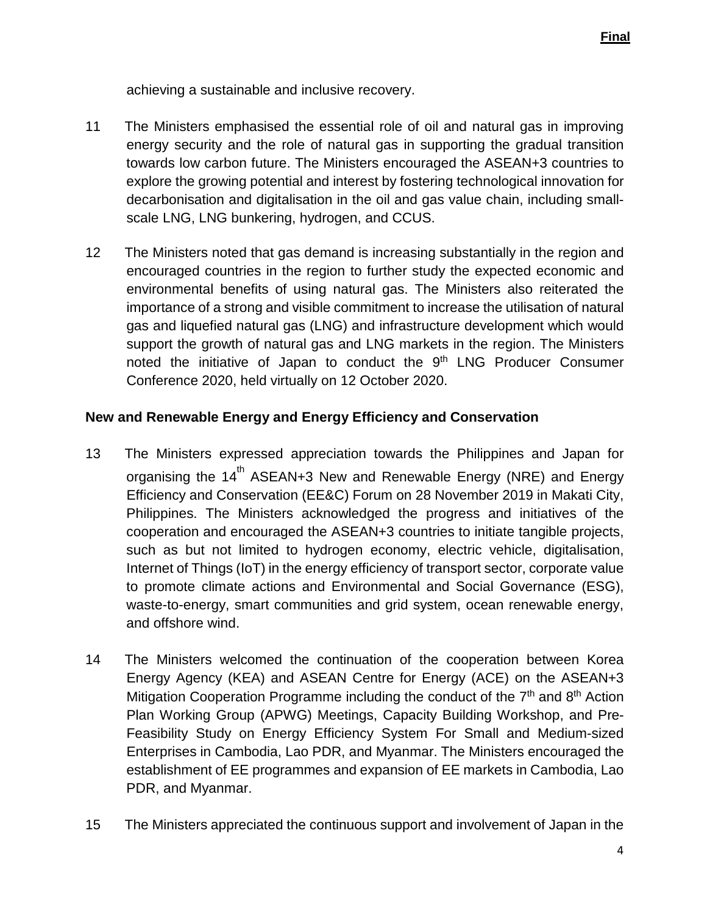achieving a sustainable and inclusive recovery.

11 The Ministers emphasised the essential role of oil and natural gas in improving energy security and the role of natural gas in supporting the gradual transition towards low carbon future. The Ministers encouraged the ASEAN+3 countries to explore the growing potential and interest by fostering technological innovation for decarbonisation and digitalisation in the oil and gas value chain, including small-scale LNG, LNG bunkering, hydrogen, and CCUS.

12 The Ministers noted that gas demand is increasing substantially in the region and encouraged countries in the region to further study the expected economic and environmental benefits of using natural gas. The Ministers also reiterated the importance of a strong and visible commitment to increase the utilisation of natural gas and liquefied natural gas (LNG) and infrastructure development which would support the growth of natural gas and LNG markets in the region. The Ministers noted the initiative of Japan to conduct the 9th LNG Producer Consumer Conference 2020, held virtually on 12 October 2020.

**New and Renewable Energy and Energy Efficiency and Conservation**

13 The Ministers expressed appreciation towards the Philippines and Japan for organising the 14th ASEAN+3 New and Renewable Energy (NRE) and Energy Efficiency and Conservation (EE&C) Forum on 28 November 2019 in Makati City, Philippines. The Ministers acknowledged the progress and initiatives of the cooperation and encouraged the ASEAN+3 countries to initiate tangible projects, such as but not limited to hydrogen economy, electric vehicle, digitalisation, Internet of Things (IoT) in the energy efficiency of transport sector, corporate value to promote climate actions and Environmental and Social Governance (ESG), waste-to-energy, smart communities and grid system, ocean renewable energy, and offshore wind.

14 The Ministers welcomed the continuation of the cooperation between Korea Energy Agency (KEA) and ASEAN Centre for Energy (ACE) on the ASEAN+3 Mitigation Cooperation Programme including the conduct of the 7th and 8th Action Plan Working Group (APWG) Meetings, Capacity Building Workshop, and Pre-Feasibility Study on Energy Efficiency System For Small and Medium-sized Enterprises in Cambodia, Lao PDR, and Myanmar. The Ministers encouraged the establishment of EE programmes and expansion of EE markets in Cambodia, Lao PDR, and Myanmar.

15 The Ministers appreciated the continuous support and involvement of Japan in the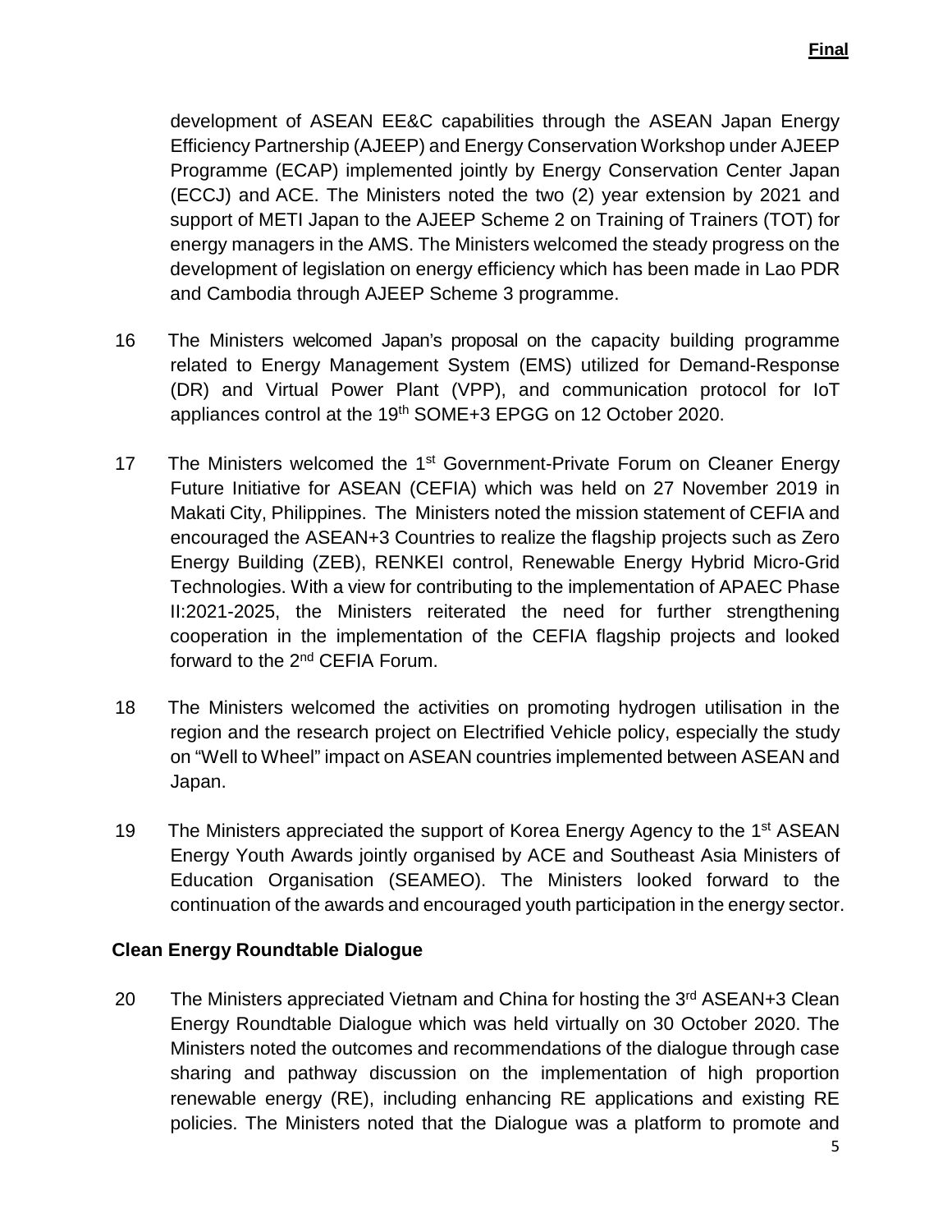development of ASEAN EE&C capabilities through the ASEAN Japan Energy Efficiency Partnership (AJEEP) and Energy Conservation Workshop under AJEEP Programme (ECAP) implemented jointly by Energy Conservation Center Japan (ECCJ) and ACE. The Ministers noted the two (2) year extension by 2021 and support of METI Japan to the AJEEP Scheme 2 on Training of Trainers (TOT) for energy managers in the AMS. The Ministers welcomed the steady progress on the development of legislation on energy efficiency which has been made in Lao PDR and Cambodia through AJEEP Scheme 3 programme.

16 The Ministers welcomed Japan's proposal on the capacity building programme related to Energy Management System (EMS) utilized for Demand-Response (DR) and Virtual Power Plant (VPP), and communication protocol for IoT appliances control at the 19th SOME+3 EPGG on 12 October 2020.

17 The Ministers welcomed the 1st Government-Private Forum on Cleaner Energy Future Initiative for ASEAN (CEFIA) which was held on 27 November 2019 in Makati City, Philippines. The Ministers noted the mission statement of CEFIA and encouraged the ASEAN+3 Countries to realize the flagship projects such as Zero Energy Building (ZEB), RENKEI control, Renewable Energy Hybrid Micro-Grid Technologies. With a view for contributing to the implementation of APAEC Phase II:2021-2025, the Ministers reiterated the need for further strengthening cooperation in the implementation of the CEFIA flagship projects and looked forward to the 2nd CEFIA Forum.

18 The Ministers welcomed the activities on promoting hydrogen utilisation in the region and the research project on Electrified Vehicle policy, especially the study on "Well to Wheel" impact on ASEAN countries implemented between ASEAN and Japan.

19 The Ministers appreciated the support of Korea Energy Agency to the 1st ASEAN Energy Youth Awards jointly organised by ACE and Southeast Asia Ministers of Education Organisation (SEAMEO). The Ministers looked forward to the continuation of the awards and encouraged youth participation in the energy sector.

**Clean Energy Roundtable Dialogue**

20 The Ministers appreciated Vietnam and China for hosting the 3rd ASEAN+3 Clean Energy Roundtable Dialogue which was held virtually on 30 October 2020. The Ministers noted the outcomes and recommendations of the dialogue through case sharing and pathway discussion on the implementation of high proportion renewable energy (RE), including enhancing RE applications and existing RE policies. The Ministers noted that the Dialogue was a platform to promote and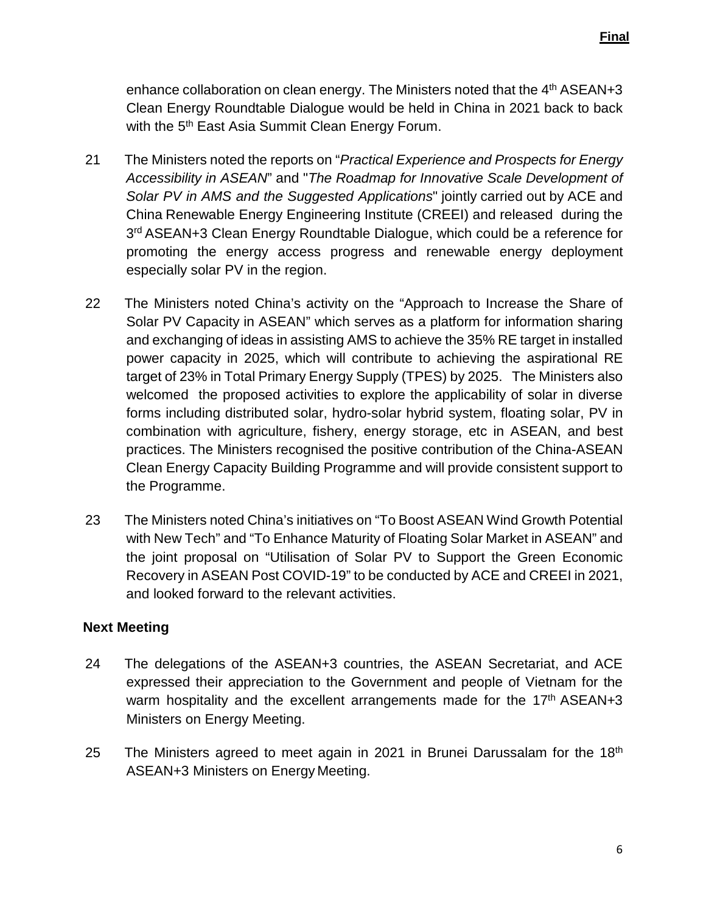enhance collaboration on clean energy. The Ministers noted that the 4th ASEAN+3 Clean Energy Roundtable Dialogue would be held in China in 2021 back to back with the 5th East Asia Summit Clean Energy Forum.

21 The Ministers noted the reports on "*Practical Experience and Prospects for Energy Accessibility in ASEAN*" and "*The Roadmap for Innovative Scale Development of Solar PV in AMS and the Suggested Applications*" jointly carried out by ACE and China Renewable Energy Engineering Institute (CREEI) and released during the 3rd ASEAN+3 Clean Energy Roundtable Dialogue, which could be a reference for promoting the energy access progress and renewable energy deployment especially solar PV in the region.

22 The Ministers noted China's activity on the "Approach to Increase the Share of Solar PV Capacity in ASEAN" which serves as a platform for information sharing and exchanging of ideas in assisting AMS to achieve the 35% RE target in installed power capacity in 2025, which will contribute to achieving the aspirational RE target of 23% in Total Primary Energy Supply (TPES) by 2025. The Ministers also welcomed the proposed activities to explore the applicability of solar in diverse forms including distributed solar, hydro-solar hybrid system, floating solar, PV in combination with agriculture, fishery, energy storage, etc in ASEAN, and best practices. The Ministers recognised the positive contribution of the China-ASEAN Clean Energy Capacity Building Programme and will provide consistent support to the Programme.

23 The Ministers noted China's initiatives on "To Boost ASEAN Wind Growth Potential with New Tech" and "To Enhance Maturity of Floating Solar Market in ASEAN" and the joint proposal on "Utilisation of Solar PV to Support the Green Economic Recovery in ASEAN Post COVID-19" to be conducted by ACE and CREEI in 2021, and looked forward to the relevant activities.

**Next Meeting**

24 The delegations of the ASEAN+3 countries, the ASEAN Secretariat, and ACE expressed their appreciation to the Government and people of Vietnam for the warm hospitality and the excellent arrangements made for the 17th ASEAN+3 Ministers on Energy Meeting.

25 The Ministers agreed to meet again in 2021 in Brunei Darussalam for the 18th ASEAN+3 Ministers on Energy Meeting.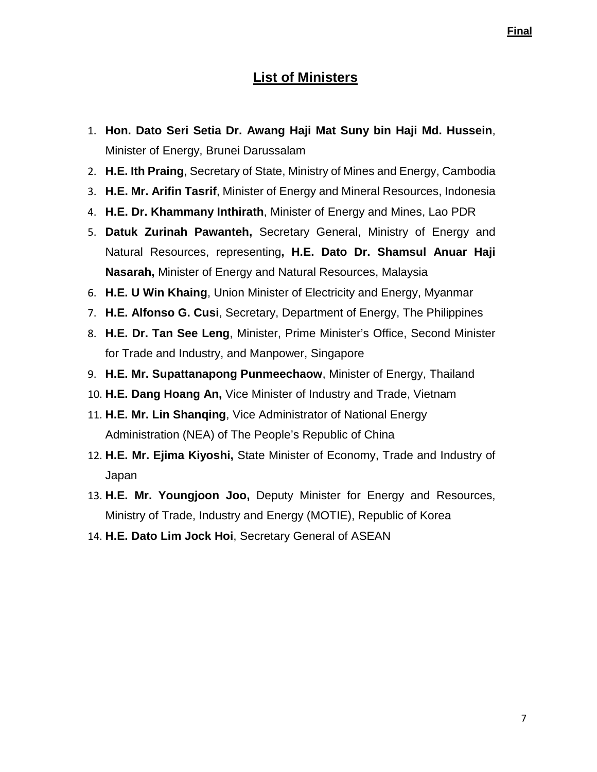Final

## List of Ministers

1. **Hon. Dato Seri Setia Dr. Awang Haji Mat Suny bin Haji Md. Hussein**, Minister of Energy, Brunei Darussalam
2. **H.E. Ith Praing**, Secretary of State, Ministry of Mines and Energy, Cambodia
3. **H.E. Mr. Arifin Tasrif**, Minister of Energy and Mineral Resources, Indonesia
4. **H.E. Dr. Khammany Inthirath**, Minister of Energy and Mines, Lao PDR
5. **Datuk Zurinah Pawanteh,** Secretary General, Ministry of Energy and Natural Resources, representing**, H.E. Dato Dr. Shamsul Anuar Haji Nasarah,** Minister of Energy and Natural Resources, Malaysia
6. **H.E. U Win Khaing**, Union Minister of Electricity and Energy, Myanmar
7. **H.E. Alfonso G. Cusi**, Secretary, Department of Energy, The Philippines
8. **H.E. Dr. Tan See Leng**, Minister, Prime Minister's Office, Second Minister for Trade and Industry, and Manpower, Singapore
9. **H.E. Mr. Supattanapong Punmeechaow**, Minister of Energy, Thailand
10. **H.E. Dang Hoang An,** Vice Minister of Industry and Trade, Vietnam
11. **H.E. Mr. Lin Shanqing**, Vice Administrator of National Energy Administration (NEA) of The People's Republic of China
12. **H.E. Mr. Ejima Kiyoshi,** State Minister of Economy, Trade and Industry of Japan
13. **H.E. Mr. Youngjoon Joo,** Deputy Minister for Energy and Resources, Ministry of Trade, Industry and Energy (MOTIE), Republic of Korea
14. **H.E. Dato Lim Jock Hoi**, Secretary General of ASEAN